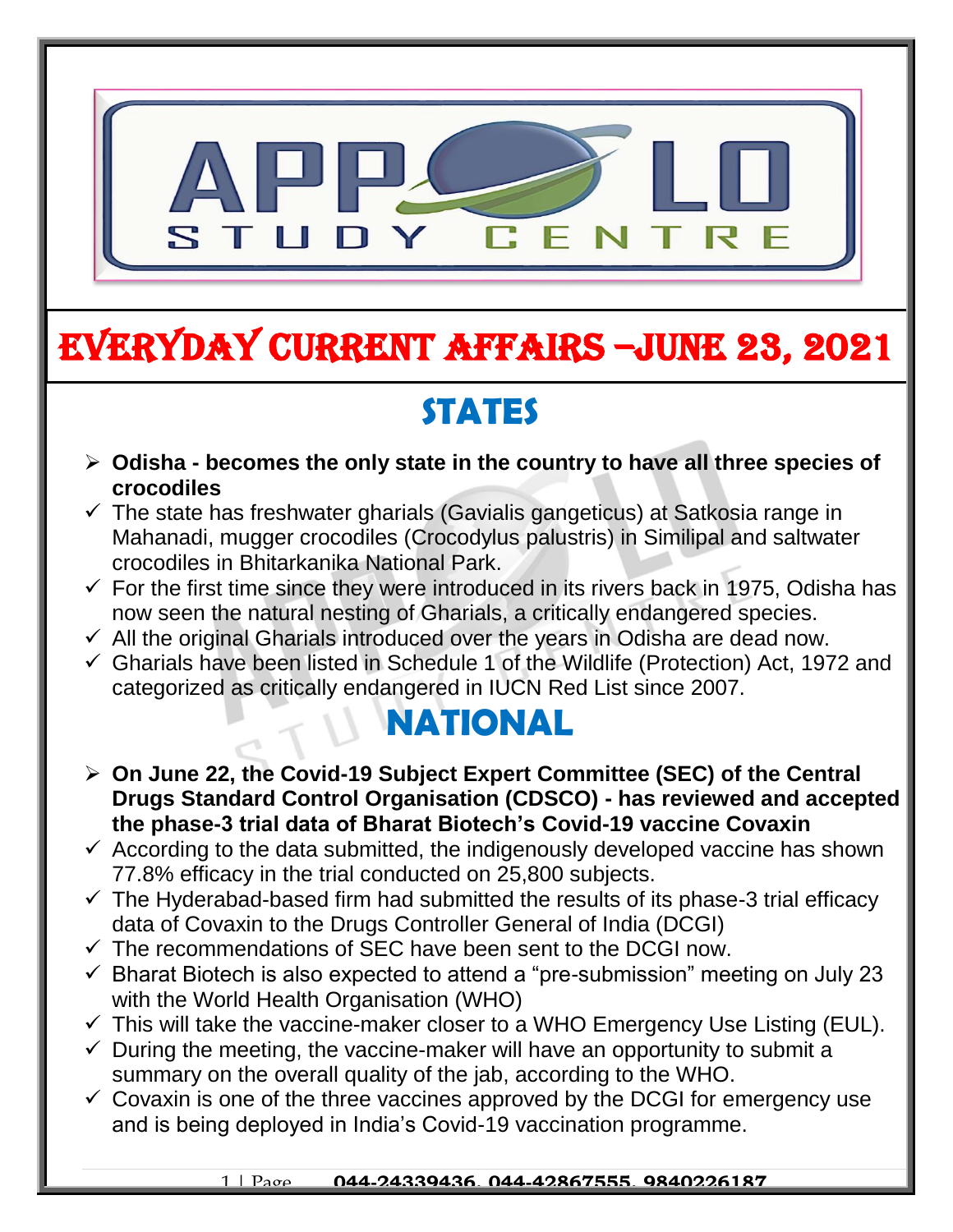# EVERYDAY CURRENT AFFAIRS –JUNE 23, 2021

## STATES

- **Odisha - becomes the only state in the country to have all three species of crocodiles**
  - ✓ The state has freshwater gharials (Gavialis gangeticus) at Satkosia range in Mahanadi, mugger crocodiles (Crocodylus palustris) in Similipal and saltwater crocodiles in Bhitarkanika National Park.
  - ✓ For the first time since they were introduced in its rivers back in 1975, Odisha has now seen the natural nesting of Gharials, a critically endangered species.
  - ✓ All the original Gharials introduced over the years in Odisha are dead now.
  - ✓ Gharials have been listed in Schedule 1 of the Wildlife (Protection) Act, 1972 and categorized as critically endangered in IUCN Red List since 2007.

## NATIONAL

- **On June 22, the Covid-19 Subject Expert Committee (SEC) of the Central Drugs Standard Control Organisation (CDSCO) - has reviewed and accepted the phase-3 trial data of Bharat Biotech's Covid-19 vaccine Covaxin**
  - ✓ According to the data submitted, the indigenously developed vaccine has shown 77.8% efficacy in the trial conducted on 25,800 subjects.
  - ✓ The Hyderabad-based firm had submitted the results of its phase-3 trial efficacy data of Covaxin to the Drugs Controller General of India (DCGI)
  - ✓ The recommendations of SEC have been sent to the DCGI now.
  - ✓ Bharat Biotech is also expected to attend a "pre-submission" meeting on July 23 with the World Health Organisation (WHO)
  - ✓ This will take the vaccine-maker closer to a WHO Emergency Use Listing (EUL).
  - ✓ During the meeting, the vaccine-maker will have an opportunity to submit a summary on the overall quality of the jab, according to the WHO.
  - ✓ Covaxin is one of the three vaccines approved by the DCGI for emergency use and is being deployed in India's Covid-19 vaccination programme.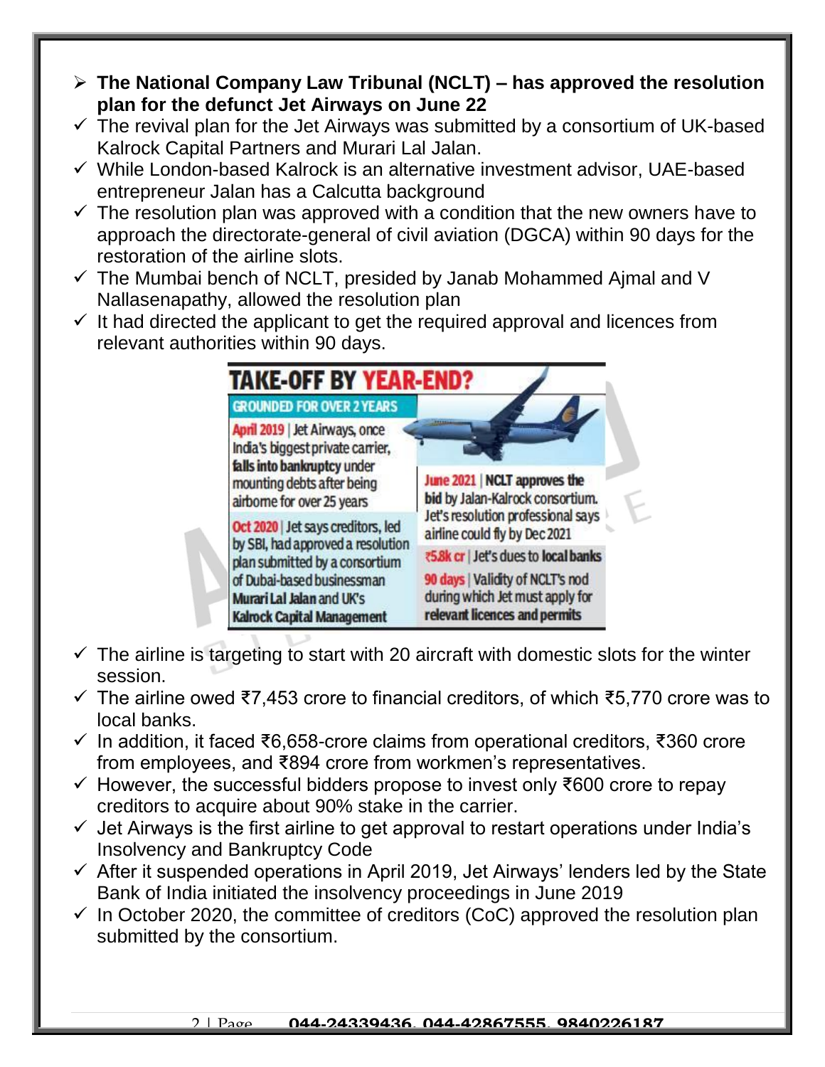- **The National Company Law Tribunal (NCLT) – has approved the resolution plan for the defunct Jet Airways on June 22**
- ✓ The revival plan for the Jet Airways was submitted by a consortium of UK-based Kalrock Capital Partners and Murari Lal Jalan.
- ✓ While London-based Kalrock is an alternative investment advisor, UAE-based entrepreneur Jalan has a Calcutta background
- ✓ The resolution plan was approved with a condition that the new owners have to approach the directorate-general of civil aviation (DGCA) within 90 days for the restoration of the airline slots.
- ✓ The Mumbai bench of NCLT, presided by Janab Mohammed Ajmal and V Nallasenapathy, allowed the resolution plan
- ✓ It had directed the applicant to get the required approval and licences from relevant authorities within 90 days.

**TAKE-OFF BY YEAR-END?**

**GROUNDED FOR OVER 2 YEARS**

April 2019 | Jet Airways, once India's biggest private carrier, **falls into bankruptcy** under mounting debts after being airborne for over 25 years

Oct 2020 | Jet says creditors, led by SBI, had approved a resolution plan submitted by a consortium of Dubai-based businessman **Murari Lal Jalan** and UK's **Kalrock Capital Management**

June 2021 | **NCLT approves the bid** by Jalan-Kalrock consortium. Jet's resolution professional says airline could fly by Dec 2021

₹5.8k cr | Jet's dues to **local banks**

90 days | Validity of NCLT's nod during which Jet must apply for **relevant licences and permits**

- ✓ The airline is targeting to start with 20 aircraft with domestic slots for the winter session.
- ✓ The airline owed ₹7,453 crore to financial creditors, of which ₹5,770 crore was to local banks.
- ✓ In addition, it faced ₹6,658-crore claims from operational creditors, ₹360 crore from employees, and ₹894 crore from workmen's representatives.
- ✓ However, the successful bidders propose to invest only ₹600 crore to repay creditors to acquire about 90% stake in the carrier.
- ✓ Jet Airways is the first airline to get approval to restart operations under India's Insolvency and Bankruptcy Code
- ✓ After it suspended operations in April 2019, Jet Airways' lenders led by the State Bank of India initiated the insolvency proceedings in June 2019
- ✓ In October 2020, the committee of creditors (CoC) approved the resolution plan submitted by the consortium.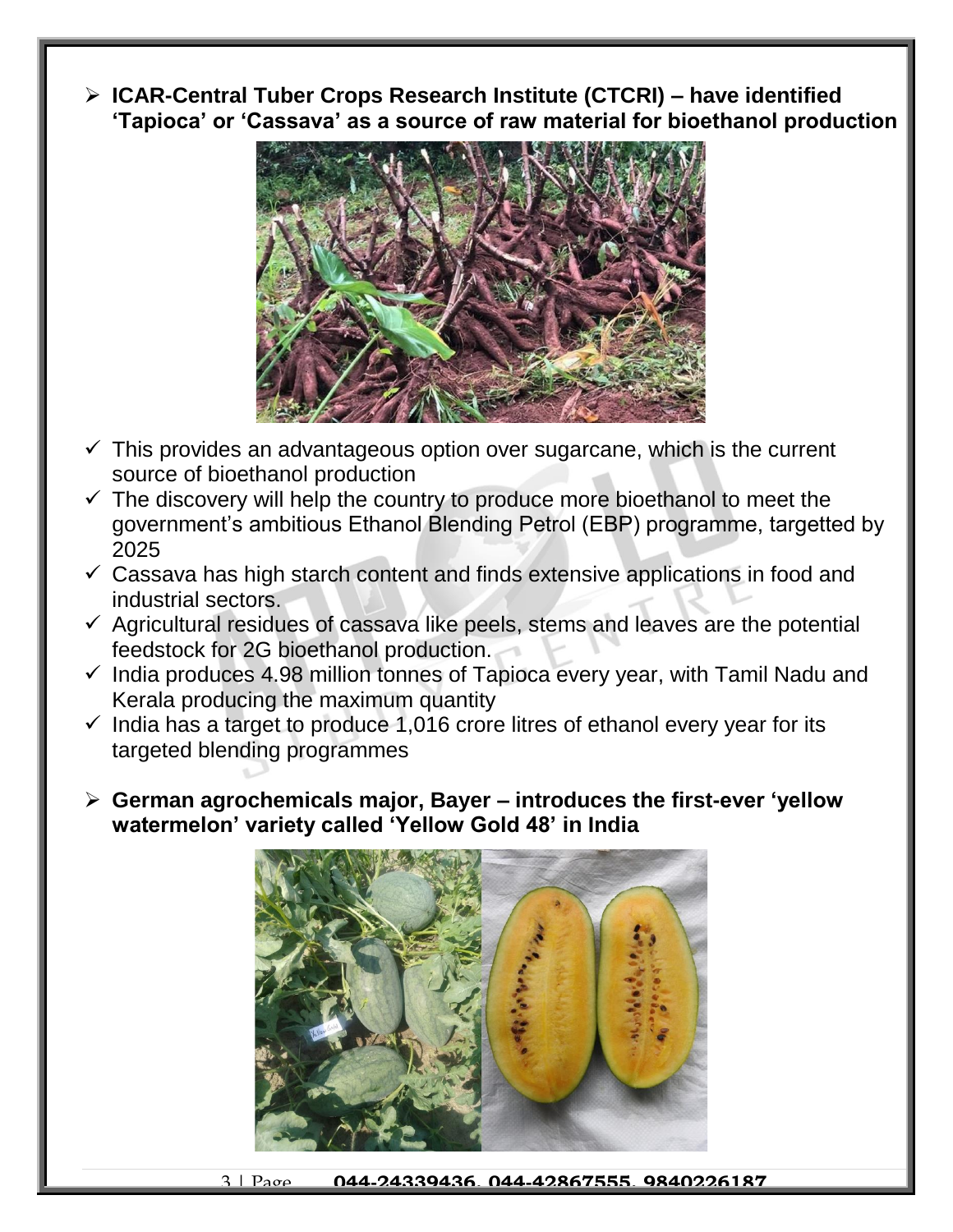- **ICAR-Central Tuber Crops Research Institute (CTCRI) – have identified 'Tapioca' or 'Cassava' as a source of raw material for bioethanol production**

  - ✓ This provides an advantageous option over sugarcane, which is the current source of bioethanol production
  - ✓ The discovery will help the country to produce more bioethanol to meet the government's ambitious Ethanol Blending Petrol (EBP) programme, targetted by 2025
  - ✓ Cassava has high starch content and finds extensive applications in food and industrial sectors.
  - ✓ Agricultural residues of cassava like peels, stems and leaves are the potential feedstock for 2G bioethanol production.
  - ✓ India produces 4.98 million tonnes of Tapioca every year, with Tamil Nadu and Kerala producing the maximum quantity
  - ✓ India has a target to produce 1,016 crore litres of ethanol every year for its targeted blending programmes

- **German agrochemicals major, Bayer – introduces the first-ever 'yellow watermelon' variety called 'Yellow Gold 48' in India**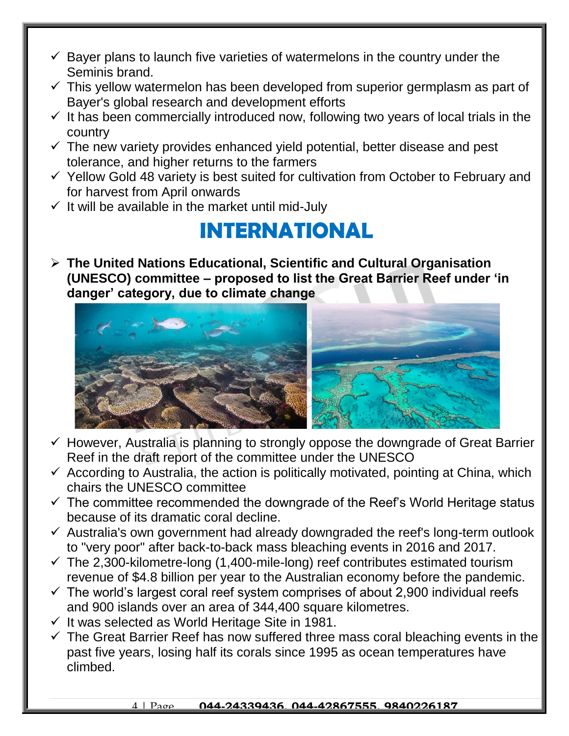- Bayer plans to launch five varieties of watermelons in the country under the Seminis brand.
- This yellow watermelon has been developed from superior germplasm as part of Bayer's global research and development efforts
- It has been commercially introduced now, following two years of local trials in the country
- The new variety provides enhanced yield potential, better disease and pest tolerance, and higher returns to the farmers
- Yellow Gold 48 variety is best suited for cultivation from October to February and for harvest from April onwards
- It will be available in the market until mid-July

# INTERNATIONAL

- **The United Nations Educational, Scientific and Cultural Organisation (UNESCO) committee – proposed to list the Great Barrier Reef under 'in danger' category, due to climate change**

  - However, Australia is planning to strongly oppose the downgrade of Great Barrier Reef in the draft report of the committee under the UNESCO
  - According to Australia, the action is politically motivated, pointing at China, which chairs the UNESCO committee
  - The committee recommended the downgrade of the Reef's World Heritage status because of its dramatic coral decline.
  - Australia's own government had already downgraded the reef's long-term outlook to "very poor" after back-to-back mass bleaching events in 2016 and 2017.
  - The 2,300-kilometre-long (1,400-mile-long) reef contributes estimated tourism revenue of $4.8 billion per year to the Australian economy before the pandemic.
  - The world's largest coral reef system comprises of about 2,900 individual reefs and 900 islands over an area of 344,400 square kilometres.
  - It was selected as World Heritage Site in 1981.
  - The Great Barrier Reef has now suffered three mass coral bleaching events in the past five years, losing half its corals since 1995 as ocean temperatures have climbed.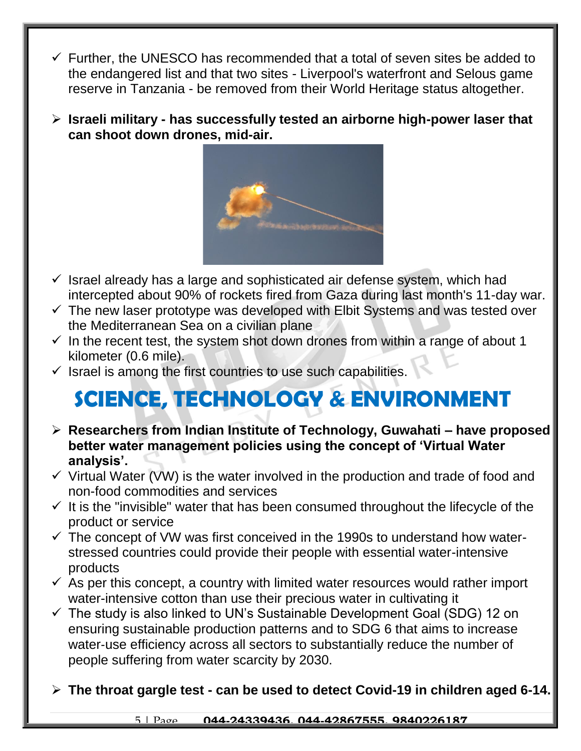- Further, the UNESCO has recommended that a total of seven sites be added to the endangered list and that two sites - Liverpool's waterfront and Selous game reserve in Tanzania - be removed from their World Heritage status altogether.

- **Israeli military - has successfully tested an airborne high-power laser that can shoot down drones, mid-air.**

- Israel already has a large and sophisticated air defense system, which had intercepted about 90% of rockets fired from Gaza during last month's 11-day war.
- The new laser prototype was developed with Elbit Systems and was tested over the Mediterranean Sea on a civilian plane
- In the recent test, the system shot down drones from within a range of about 1 kilometer (0.6 mile).
- Israel is among the first countries to use such capabilities.

# SCIENCE, TECHNOLOGY & ENVIRONMENT

- **Researchers from Indian Institute of Technology, Guwahati – have proposed better water management policies using the concept of 'Virtual Water analysis'.**
- Virtual Water (VW) is the water involved in the production and trade of food and non-food commodities and services
- It is the "invisible" water that has been consumed throughout the lifecycle of the product or service
- The concept of VW was first conceived in the 1990s to understand how water-stressed countries could provide their people with essential water-intensive products
- As per this concept, a country with limited water resources would rather import water-intensive cotton than use their precious water in cultivating it
- The study is also linked to UN's Sustainable Development Goal (SDG) 12 on ensuring sustainable production patterns and to SDG 6 that aims to increase water-use efficiency across all sectors to substantially reduce the number of people suffering from water scarcity by 2030.

- **The throat gargle test - can be used to detect Covid-19 in children aged 6-14.**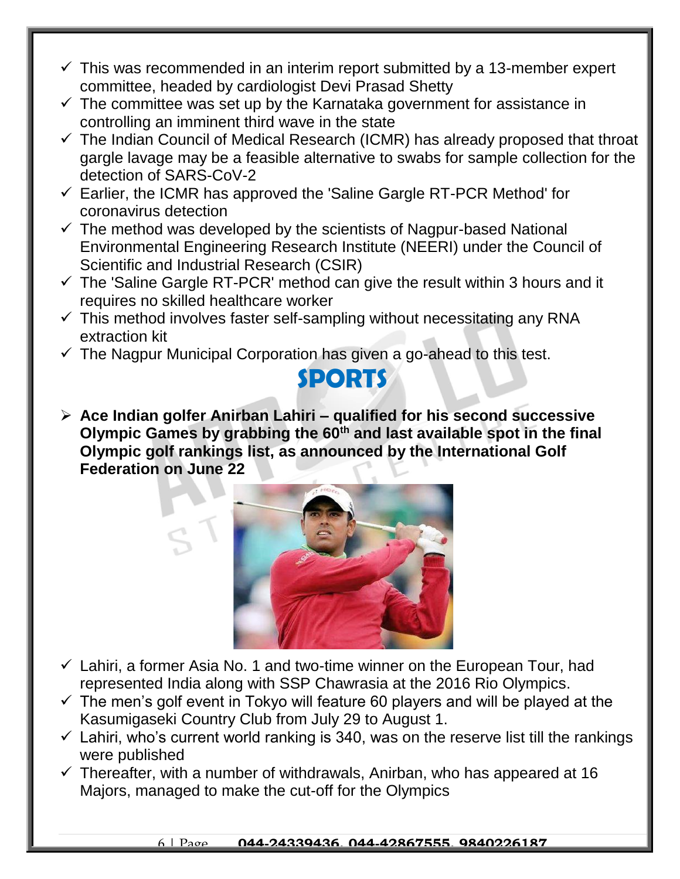- This was recommended in an interim report submitted by a 13-member expert committee, headed by cardiologist Devi Prasad Shetty
- The committee was set up by the Karnataka government for assistance in controlling an imminent third wave in the state
- The Indian Council of Medical Research (ICMR) has already proposed that throat gargle lavage may be a feasible alternative to swabs for sample collection for the detection of SARS-CoV-2
- Earlier, the ICMR has approved the 'Saline Gargle RT-PCR Method' for coronavirus detection
- The method was developed by the scientists of Nagpur-based National Environmental Engineering Research Institute (NEERI) under the Council of Scientific and Industrial Research (CSIR)
- The 'Saline Gargle RT-PCR' method can give the result within 3 hours and it requires no skilled healthcare worker
- This method involves faster self-sampling without necessitating any RNA extraction kit
- The Nagpur Municipal Corporation has given a go-ahead to this test.

# SPORTS

- **Ace Indian golfer Anirban Lahiri – qualified for his second successive Olympic Games by grabbing the 60th and last available spot in the final Olympic golf rankings list, as announced by the International Golf Federation on June 22**

- Lahiri, a former Asia No. 1 and two-time winner on the European Tour, had represented India along with SSP Chawrasia at the 2016 Rio Olympics.
- The men's golf event in Tokyo will feature 60 players and will be played at the Kasumigaseki Country Club from July 29 to August 1.
- Lahiri, who's current world ranking is 340, was on the reserve list till the rankings were published
- Thereafter, with a number of withdrawals, Anirban, who has appeared at 16 Majors, managed to make the cut-off for the Olympics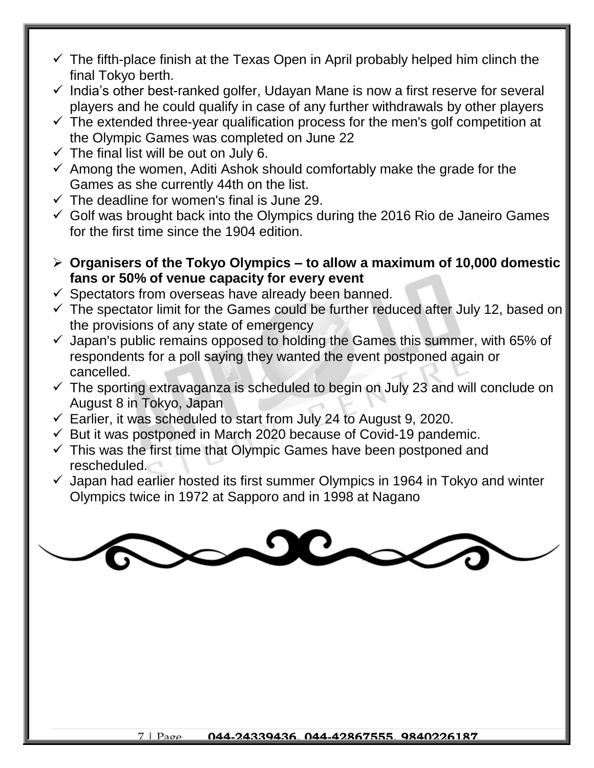- The fifth-place finish at the Texas Open in April probably helped him clinch the final Tokyo berth.
- India's other best-ranked golfer, Udayan Mane is now a first reserve for several players and he could qualify in case of any further withdrawals by other players
- The extended three-year qualification process for the men's golf competition at the Olympic Games was completed on June 22
- The final list will be out on July 6.
- Among the women, Aditi Ashok should comfortably make the grade for the Games as she currently 44th on the list.
- The deadline for women's final is June 29.
- Golf was brought back into the Olympics during the 2016 Rio de Janeiro Games for the first time since the 1904 edition.

- **Organisers of the Tokyo Olympics – to allow a maximum of 10,000 domestic fans or 50% of venue capacity for every event**
- Spectators from overseas have already been banned.
- The spectator limit for the Games could be further reduced after July 12, based on the provisions of any state of emergency
- Japan's public remains opposed to holding the Games this summer, with 65% of respondents for a poll saying they wanted the event postponed again or cancelled.
- The sporting extravaganza is scheduled to begin on July 23 and will conclude on August 8 in Tokyo, Japan
- Earlier, it was scheduled to start from July 24 to August 9, 2020.
- But it was postponed in March 2020 because of Covid-19 pandemic.
- This was the first time that Olympic Games have been postponed and rescheduled.
- Japan had earlier hosted its first summer Olympics in 1964 in Tokyo and winter Olympics twice in 1972 at Sapporo and in 1998 at Nagano